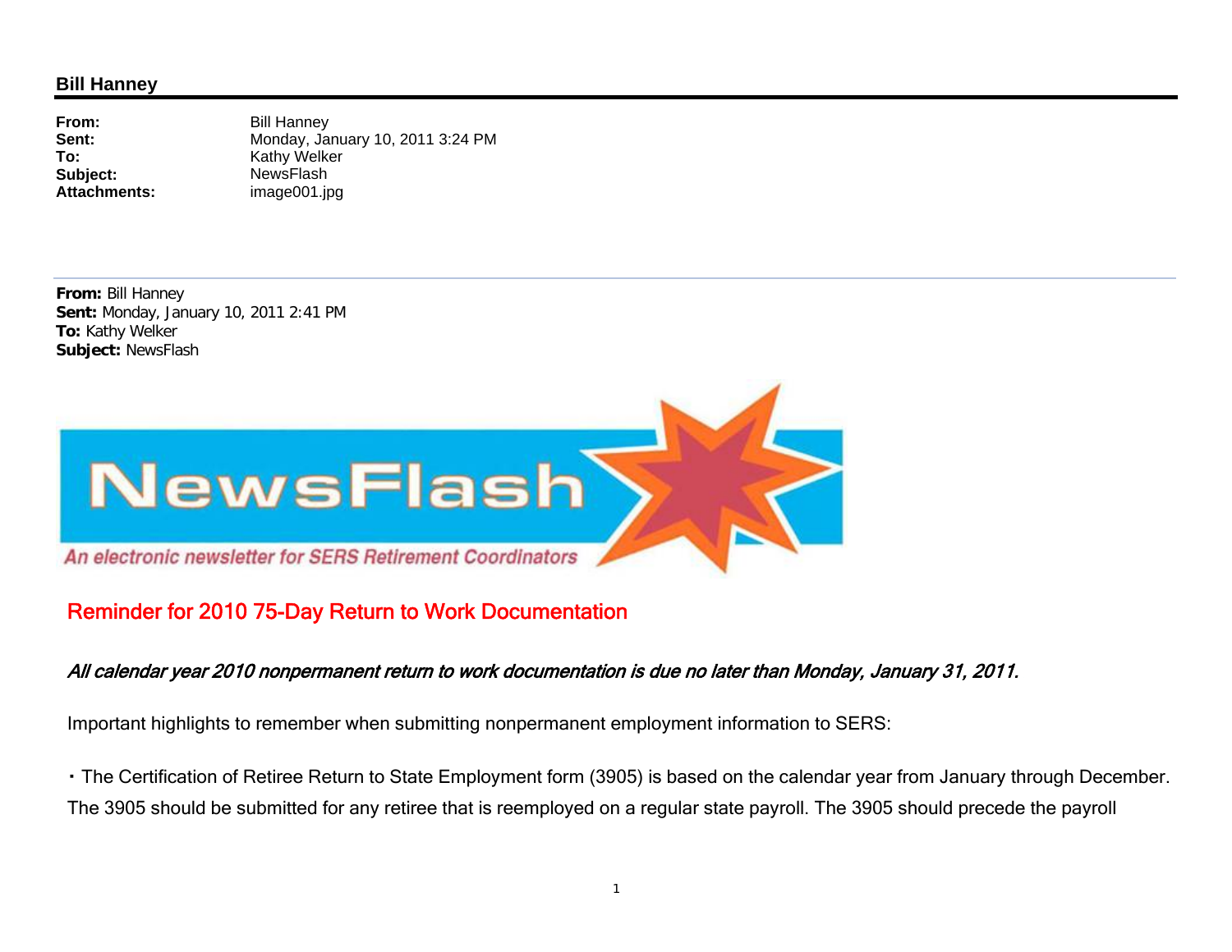**Bill Hanney**

**From:** Bill Hanney
**Sent:** Monday, January 10, 2011 3:24 PM
**To:** Kathy Welker
**Subject:** NewsFlash
**Attachments:** image001.jpg

---

**From:** Bill Hanney
**Sent:** Monday, January 10, 2011 2:41 PM
**To:** Kathy Welker
**Subject:** NewsFlash

NewsFlash

*An electronic newsletter for SERS Retirement Coordinators*

## Reminder for 2010 75-Day Return to Work Documentation

***All calendar year 2010 nonpermanent return to work documentation is due no later than Monday, January 31, 2011.***

Important highlights to remember when submitting nonpermanent employment information to SERS:

- The Certification of Retiree Return to State Employment form (3905) is based on the calendar year from January through December. The 3905 should be submitted for any retiree that is reemployed on a regular state payroll. The 3905 should precede the payroll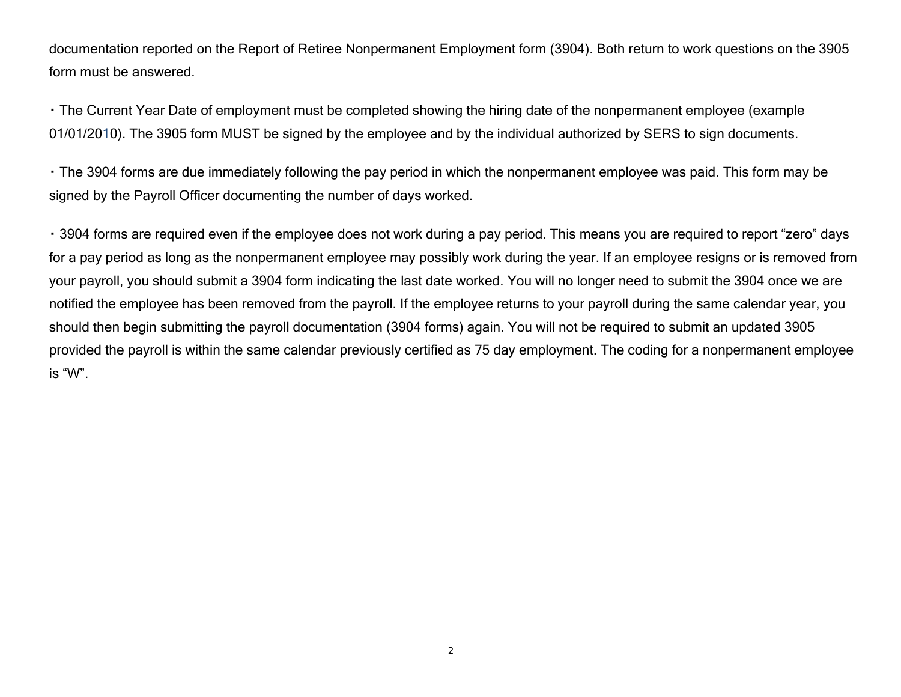documentation reported on the Report of Retiree Nonpermanent Employment form (3904). Both return to work questions on the 3905 form must be answered.

- The Current Year Date of employment must be completed showing the hiring date of the nonpermanent employee (example 01/01/2010). The 3905 form MUST be signed by the employee and by the individual authorized by SERS to sign documents.

- The 3904 forms are due immediately following the pay period in which the nonpermanent employee was paid. This form may be signed by the Payroll Officer documenting the number of days worked.

- 3904 forms are required even if the employee does not work during a pay period. This means you are required to report “zero” days for a pay period as long as the nonpermanent employee may possibly work during the year. If an employee resigns or is removed from your payroll, you should submit a 3904 form indicating the last date worked. You will no longer need to submit the 3904 once we are notified the employee has been removed from the payroll. If the employee returns to your payroll during the same calendar year, you should then begin submitting the payroll documentation (3904 forms) again. You will not be required to submit an updated 3905 provided the payroll is within the same calendar previously certified as 75 day employment. The coding for a nonpermanent employee is “W”.